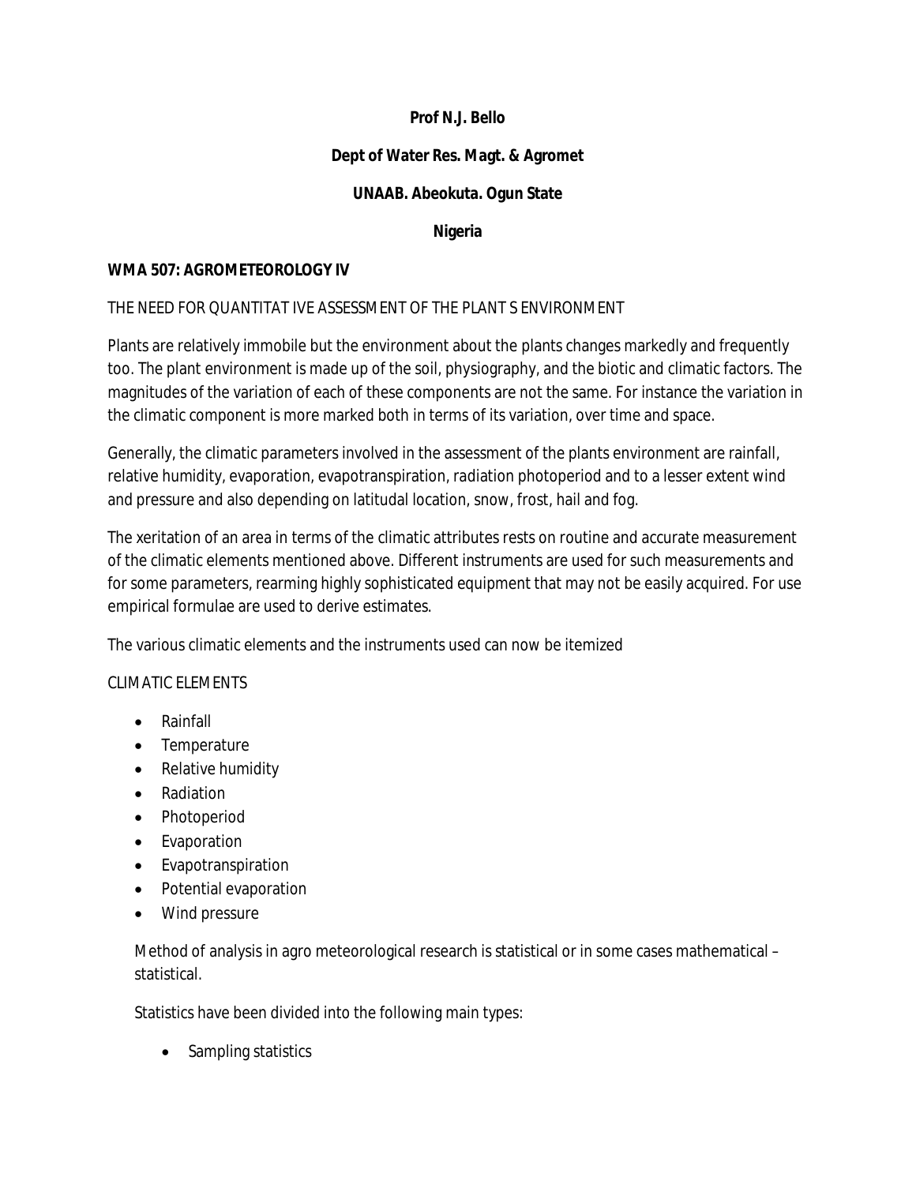**Prof N.J. Bello**

**Dept of Water Res. Magt. & Agromet**

**UNAAB. Abeokuta. Ogun State**

**Nigeria**

## WMA 507: AGROMETEOROLOGY IV

THE NEED FOR QUANTITAT IVE ASSESSMENT OF THE PLANT S ENVIRONMENT

Plants are relatively immobile but the environment about the plants changes markedly and frequently too. The plant environment is made up of the soil, physiography, and the biotic and climatic factors. The magnitudes of the variation of each of these components are not the same. For instance the variation in the climatic component is more marked both in terms of its variation, over time and space.

Generally, the climatic parameters involved in the assessment of the plants environment are rainfall, relative humidity, evaporation, evapotranspiration, radiation photoperiod and to a lesser extent wind and pressure and also depending on latitudal location, snow, frost, hail and fog.

The xeritation of an area in terms of the climatic attributes rests on routine and accurate measurement of the climatic elements mentioned above. Different instruments are used for such measurements and for some parameters, rearming highly sophisticated equipment that may not be easily acquired. For use empirical formulae are used to derive estimates.

The various climatic elements and the instruments used can now be itemized

CLIMATIC ELEMENTS

- Rainfall
- Temperature
- Relative humidity
- Radiation
- Photoperiod
- Evaporation
- Evapotranspiration
- Potential evaporation
- Wind pressure

Method of analysis in agro meteorological research is statistical or in some cases mathematical – statistical.

Statistics have been divided into the following main types:

- Sampling statistics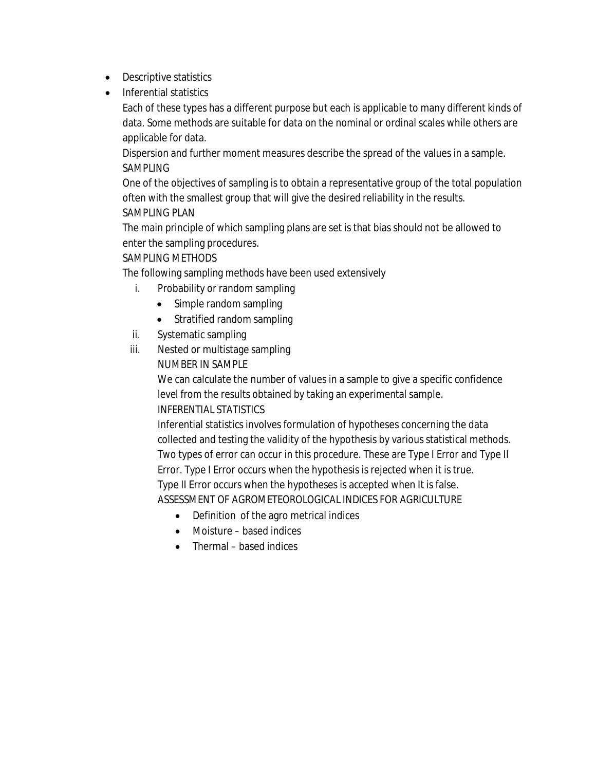- Descriptive statistics
- Inferential statistics

  Each of these types has a different purpose but each is applicable to many different kinds of data. Some methods are suitable for data on the nominal or ordinal scales while others are applicable for data.

  Dispersion and further moment measures describe the spread of the values in a sample.

  SAMPLING

  One of the objectives of sampling is to obtain a representative group of the total population often with the smallest group that will give the desired reliability in the results.

  SAMPLING PLAN

  The main principle of which sampling plans are set is that bias should not be allowed to enter the sampling procedures.

  SAMPLING METHODS

  The following sampling methods have been used extensively

  i. Probability or random sampling
     - Simple random sampling
     - Stratified random sampling
  ii. Systematic sampling
  iii. Nested or multistage sampling

     NUMBER IN SAMPLE

     We can calculate the number of values in a sample to give a specific confidence level from the results obtained by taking an experimental sample.

     INFERENTIAL STATISTICS

     Inferential statistics involves formulation of hypotheses concerning the data collected and testing the validity of the hypothesis by various statistical methods. Two types of error can occur in this procedure. These are Type I Error and Type II Error. Type I Error occurs when the hypothesis is rejected when it is true.

     Type II Error occurs when the hypotheses is accepted when It is false.

     ASSESSMENT OF AGROMETEOROLOGICAL INDICES FOR AGRICULTURE

     - Definition of the agro metrical indices
     - Moisture – based indices
     - Thermal – based indices